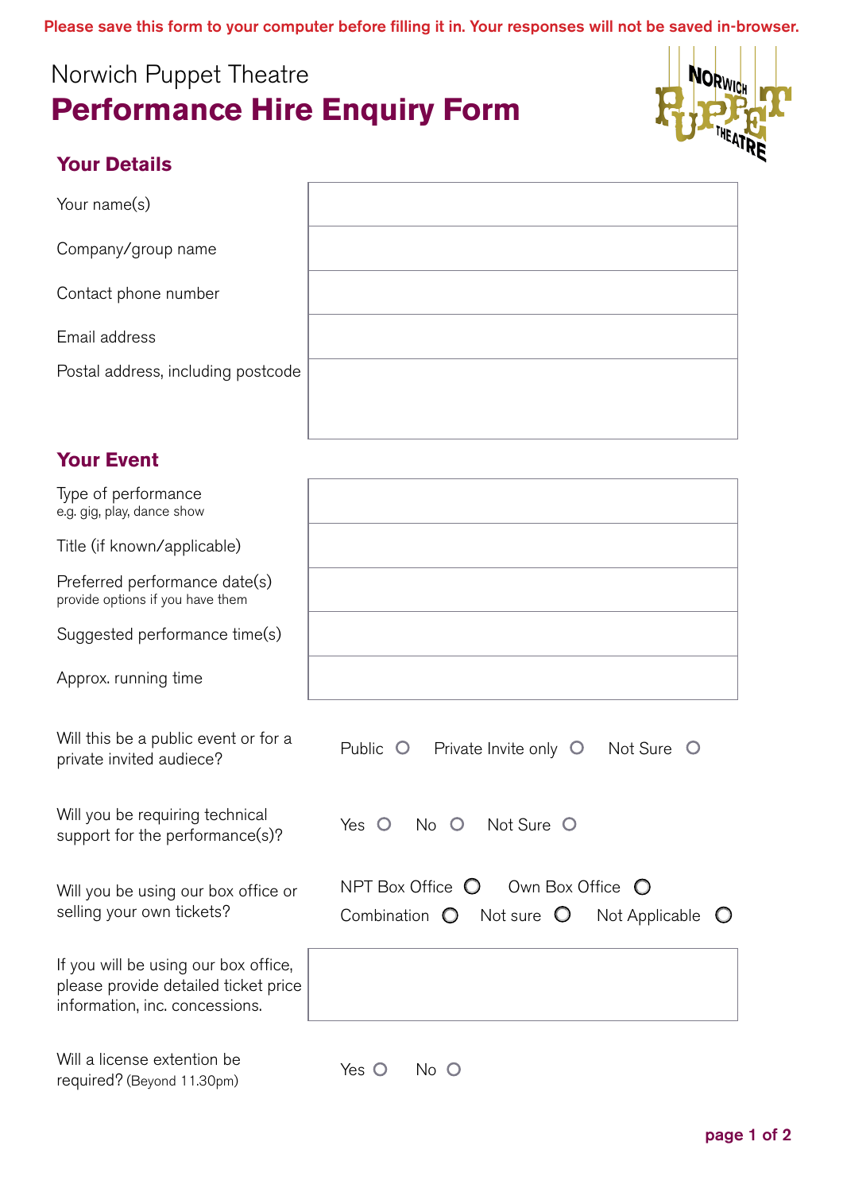Please save this form to your computer before filling it in. Your responses will not be saved in-browser.

Norwich Puppet Theatre

# Performance Hire Enquiry Form

## Your Details

| | |
|---|---|
| Your name(s) | |
| Company/group name | |
| Contact phone number | |
| Email address | |
| Postal address, including postcode | |

## Your Event

| | |
|---|---|
| Type of performance<br>e.g. gig, play, dance show | |
| Title (if known/applicable) | |
| Preferred performance date(s)<br>provide options if you have them | |
| Suggested performance time(s) | |
| Approx. running time | |

Will this be a public event or for a private invited audiece?

Public ○ Private Invite only ○ Not Sure ○

Will you be requiring technical support for the performance(s)?

Yes ○ No ○ Not Sure ○

Will you be using our box office or selling your own tickets?

NPT Box Office ○ Own Box Office ○ Combination ○ Not sure ○ Not Applicable ○

| | |
|---|---|
| If you will be using our box office, please provide detailed ticket price information, inc. concessions. | |

Will a license extention be required? (Beyond 11.30pm)

Yes ○ No ○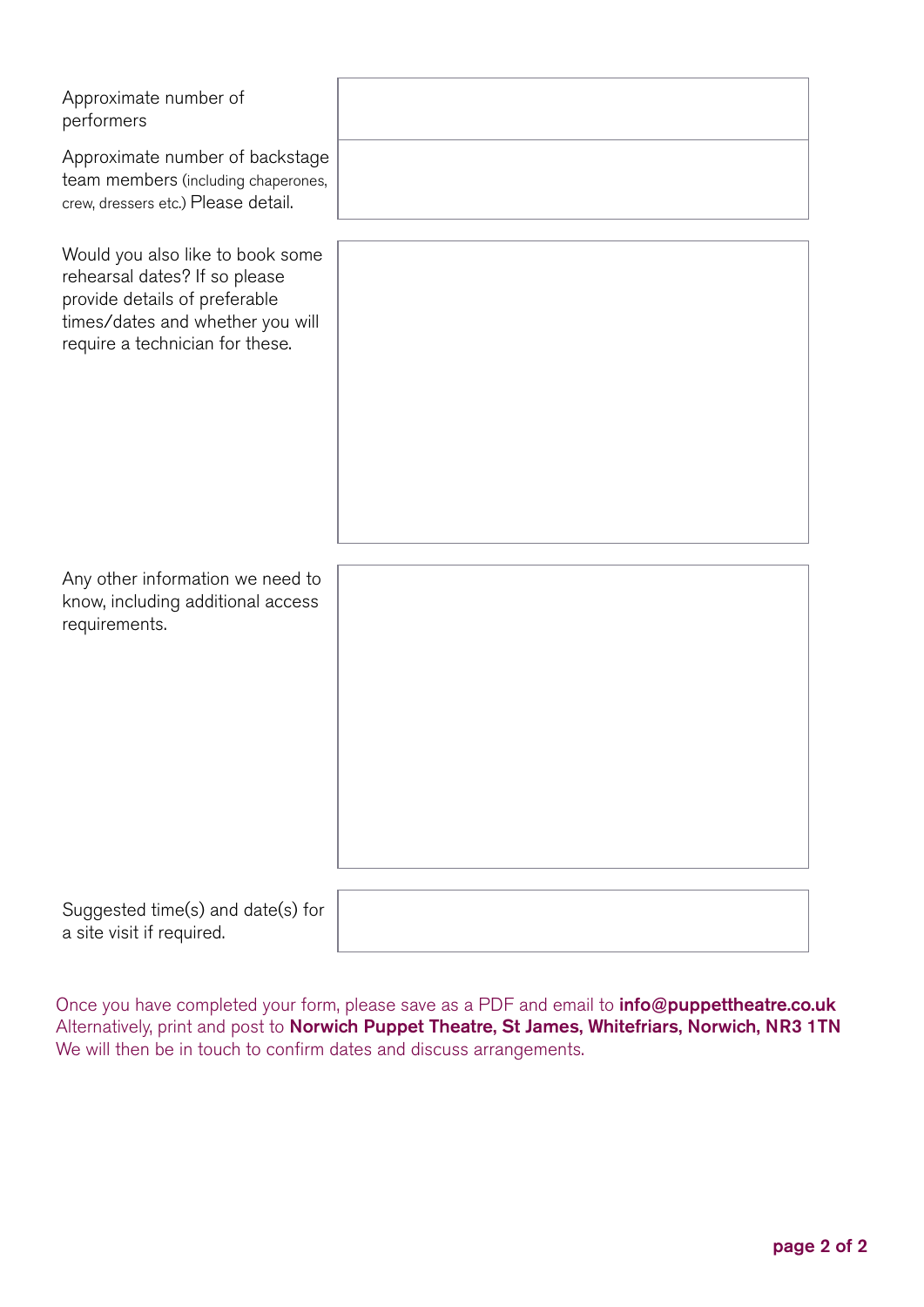| | |
|---|---|
| Approximate number of performers | |
| Approximate number of backstage team members (including chaperones, crew, dressers etc.) Please detail. | |
| Would you also like to book some rehearsal dates? If so please provide details of preferable times/dates and whether you will require a technician for these. | |
| Any other information we need to know, including additional access requirements. | |
| Suggested time(s) and date(s) for a site visit if required. | |

Once you have completed your form, please save as a PDF and email to **info@puppettheatre.co.uk**
Alternatively, print and post to **Norwich Puppet Theatre, St James, Whitefriars, Norwich, NR3 1TN**
We will then be in touch to confirm dates and discuss arrangements.